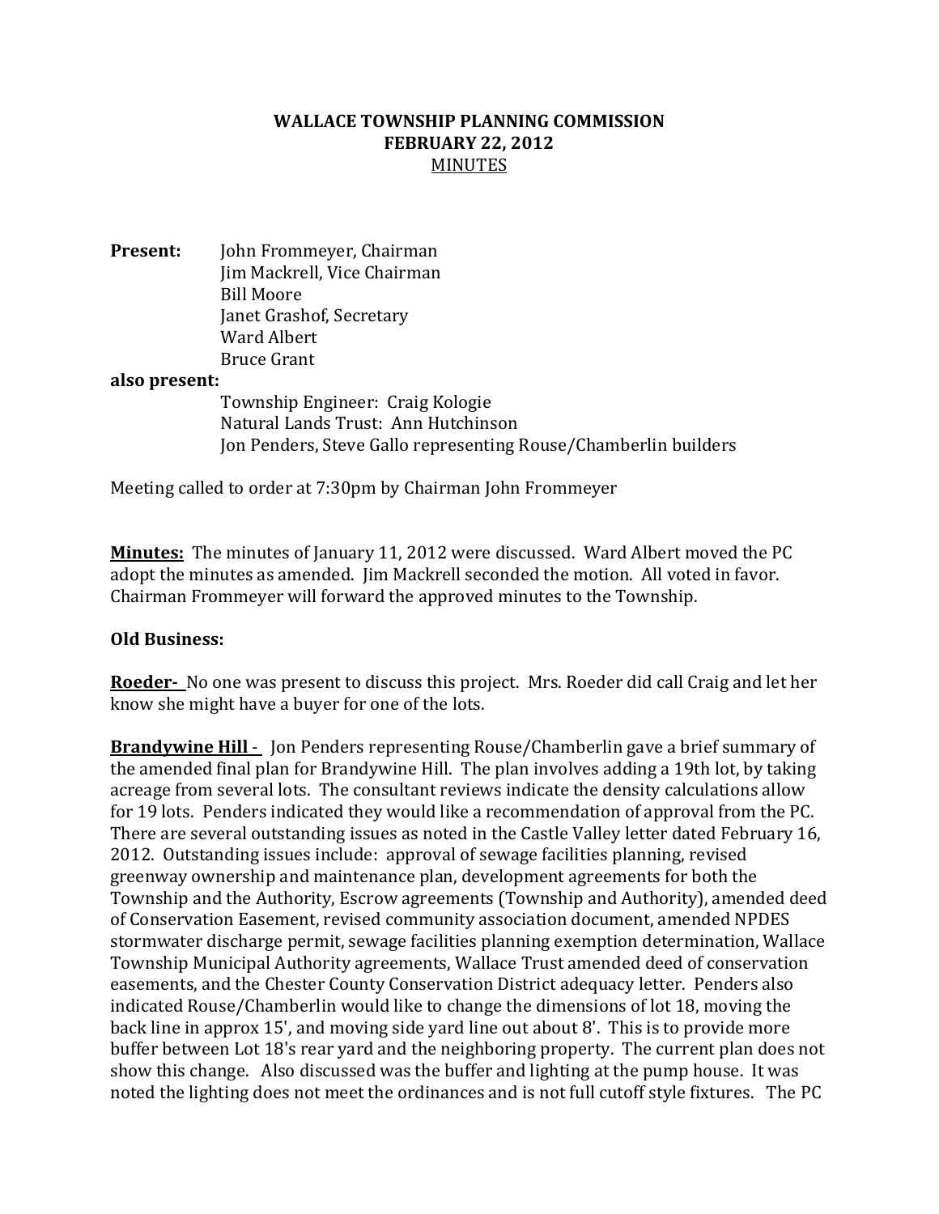**WALLACE TOWNSHIP PLANNING COMMISSION**
**FEBRUARY 22, 2012**
MINUTES

**Present:** John Frommeyer, Chairman
Jim Mackrell, Vice Chairman
Bill Moore
Janet Grashof, Secretary
Ward Albert
Bruce Grant

**also present:**
Township Engineer: Craig Kologie
Natural Lands Trust: Ann Hutchinson
Jon Penders, Steve Gallo representing Rouse/Chamberlin builders

Meeting called to order at 7:30pm by Chairman John Frommeyer

**Minutes:** The minutes of January 11, 2012 were discussed. Ward Albert moved the PC adopt the minutes as amended. Jim Mackrell seconded the motion. All voted in favor. Chairman Frommeyer will forward the approved minutes to the Township.

**Old Business:**

**Roeder-** No one was present to discuss this project. Mrs. Roeder did call Craig and let her know she might have a buyer for one of the lots.

**Brandywine Hill** - Jon Penders representing Rouse/Chamberlin gave a brief summary of the amended final plan for Brandywine Hill. The plan involves adding a 19th lot, by taking acreage from several lots. The consultant reviews indicate the density calculations allow for 19 lots. Penders indicated they would like a recommendation of approval from the PC. There are several outstanding issues as noted in the Castle Valley letter dated February 16, 2012. Outstanding issues include: approval of sewage facilities planning, revised greenway ownership and maintenance plan, development agreements for both the Township and the Authority, Escrow agreements (Township and Authority), amended deed of Conservation Easement, revised community association document, amended NPDES stormwater discharge permit, sewage facilities planning exemption determination, Wallace Township Municipal Authority agreements, Wallace Trust amended deed of conservation easements, and the Chester County Conservation District adequacy letter. Penders also indicated Rouse/Chamberlin would like to change the dimensions of lot 18, moving the back line in approx 15', and moving side yard line out about 8'. This is to provide more buffer between Lot 18's rear yard and the neighboring property. The current plan does not show this change. Also discussed was the buffer and lighting at the pump house. It was noted the lighting does not meet the ordinances and is not full cutoff style fixtures. The PC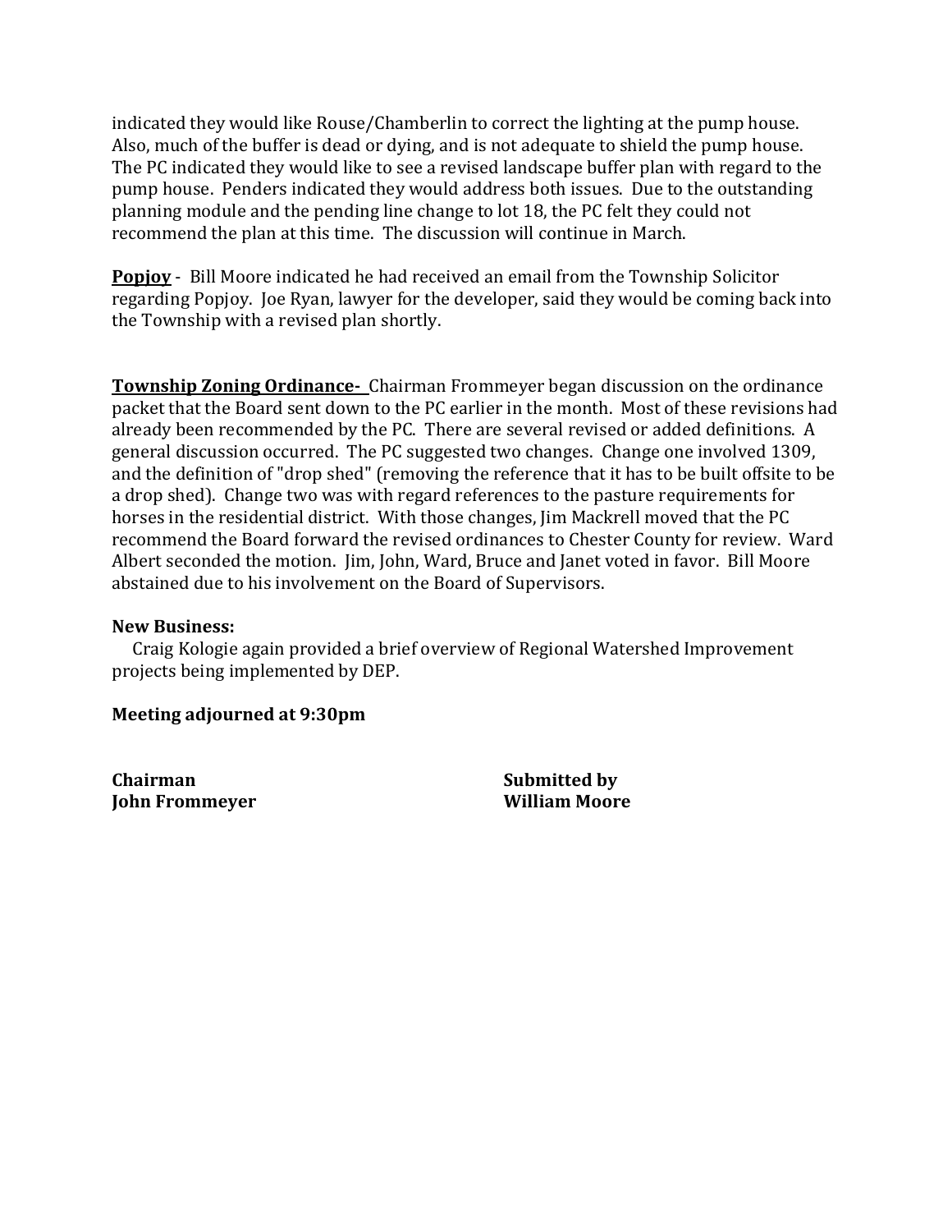indicated they would like Rouse/Chamberlin to correct the lighting at the pump house. Also, much of the buffer is dead or dying, and is not adequate to shield the pump house. The PC indicated they would like to see a revised landscape buffer plan with regard to the pump house. Penders indicated they would address both issues. Due to the outstanding planning module and the pending line change to lot 18, the PC felt they could not recommend the plan at this time. The discussion will continue in March.

**Popjoy** - Bill Moore indicated he had received an email from the Township Solicitor regarding Popjoy. Joe Ryan, lawyer for the developer, said they would be coming back into the Township with a revised plan shortly.

**Township Zoning Ordinance-** Chairman Frommeyer began discussion on the ordinance packet that the Board sent down to the PC earlier in the month. Most of these revisions had already been recommended by the PC. There are several revised or added definitions. A general discussion occurred. The PC suggested two changes. Change one involved 1309, and the definition of "drop shed" (removing the reference that it has to be built offsite to be a drop shed). Change two was with regard references to the pasture requirements for horses in the residential district. With those changes, Jim Mackrell moved that the PC recommend the Board forward the revised ordinances to Chester County for review. Ward Albert seconded the motion. Jim, John, Ward, Bruce and Janet voted in favor. Bill Moore abstained due to his involvement on the Board of Supervisors.

**New Business:**

Craig Kologie again provided a brief overview of Regional Watershed Improvement projects being implemented by DEP.

**Meeting adjourned at 9:30pm**

**Chairman**
**John Frommeyer**

**Submitted by**
**William Moore**